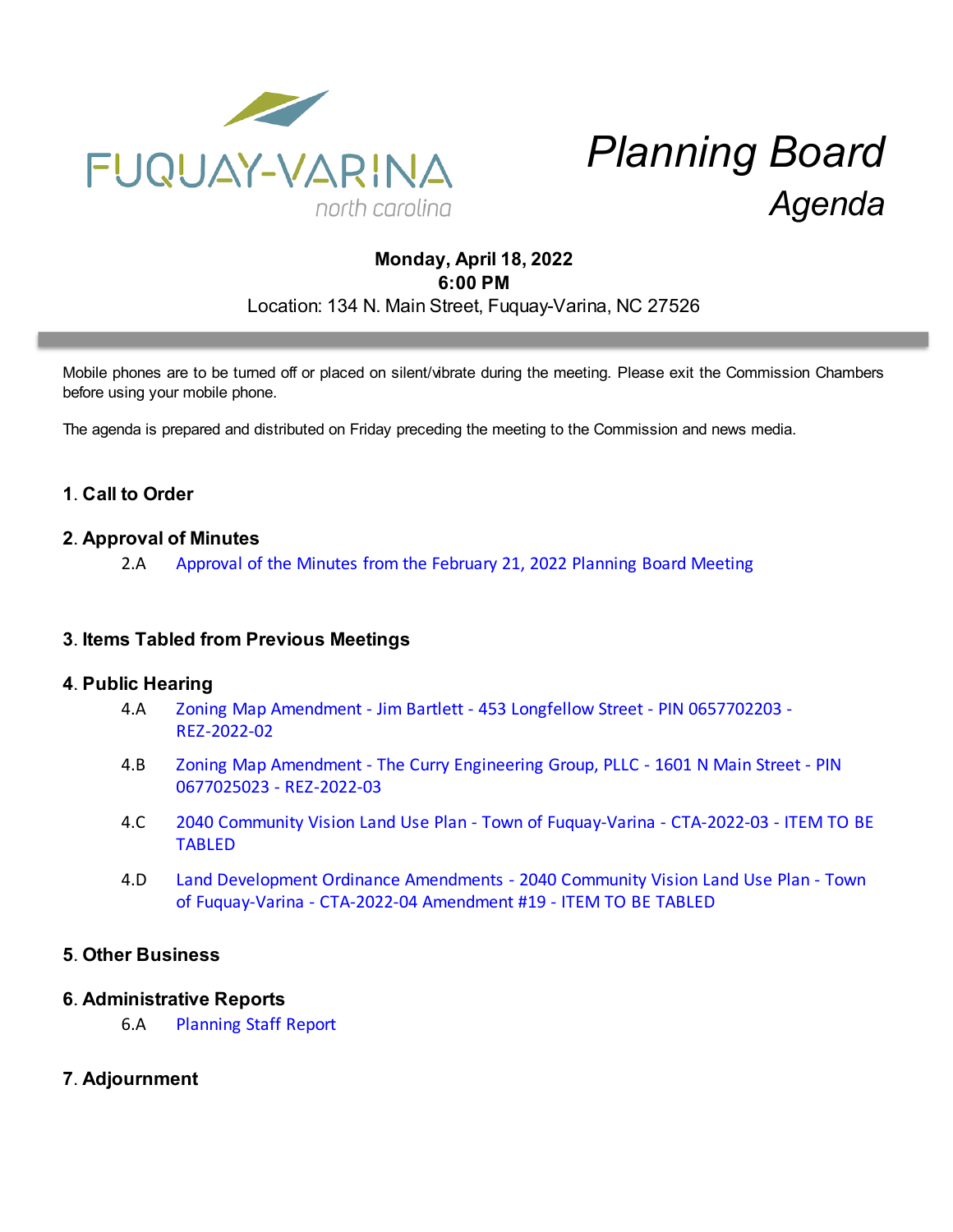FUQUAY-VARINA
north carolina

# Planning Board
## *Agenda*

**Monday, April 18, 2022**
**6:00 PM**
Location: 134 N. Main Street, Fuquay-Varina, NC 27526

Mobile phones are to be turned off or placed on silent/vibrate during the meeting. Please exit the Commission Chambers before using your mobile phone.

The agenda is prepared and distributed on Friday preceding the meeting to the Commission and news media.

### 1. Call to Order

### 2. Approval of Minutes

2.A Approval of the Minutes from the February 21, 2022 Planning Board Meeting

### 3. Items Tabled from Previous Meetings

### 4. Public Hearing

4.A Zoning Map Amendment - Jim Bartlett - 453 Longfellow Street - PIN 0657702203 - REZ-2022-02

4.B Zoning Map Amendment - The Curry Engineering Group, PLLC - 1601 N Main Street - PIN 0677025023 - REZ-2022-03

4.C 2040 Community Vision Land Use Plan - Town of Fuquay-Varina - CTA-2022-03 - ITEM TO BE TABLED

4.D Land Development Ordinance Amendments - 2040 Community Vision Land Use Plan - Town of Fuquay-Varina - CTA-2022-04 Amendment #19 - ITEM TO BE TABLED

### 5. Other Business

### 6. Administrative Reports

6.A Planning Staff Report

### 7. Adjournment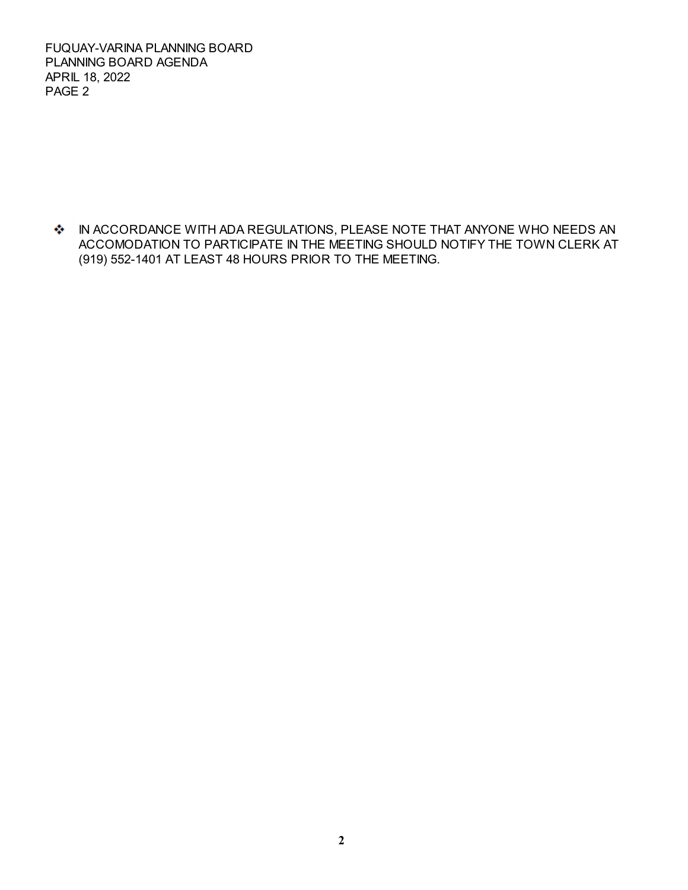- IN ACCORDANCE WITH ADA REGULATIONS, PLEASE NOTE THAT ANYONE WHO NEEDS AN ACCOMODATION TO PARTICIPATE IN THE MEETING SHOULD NOTIFY THE TOWN CLERK AT (919) 552-1401 AT LEAST 48 HOURS PRIOR TO THE MEETING.